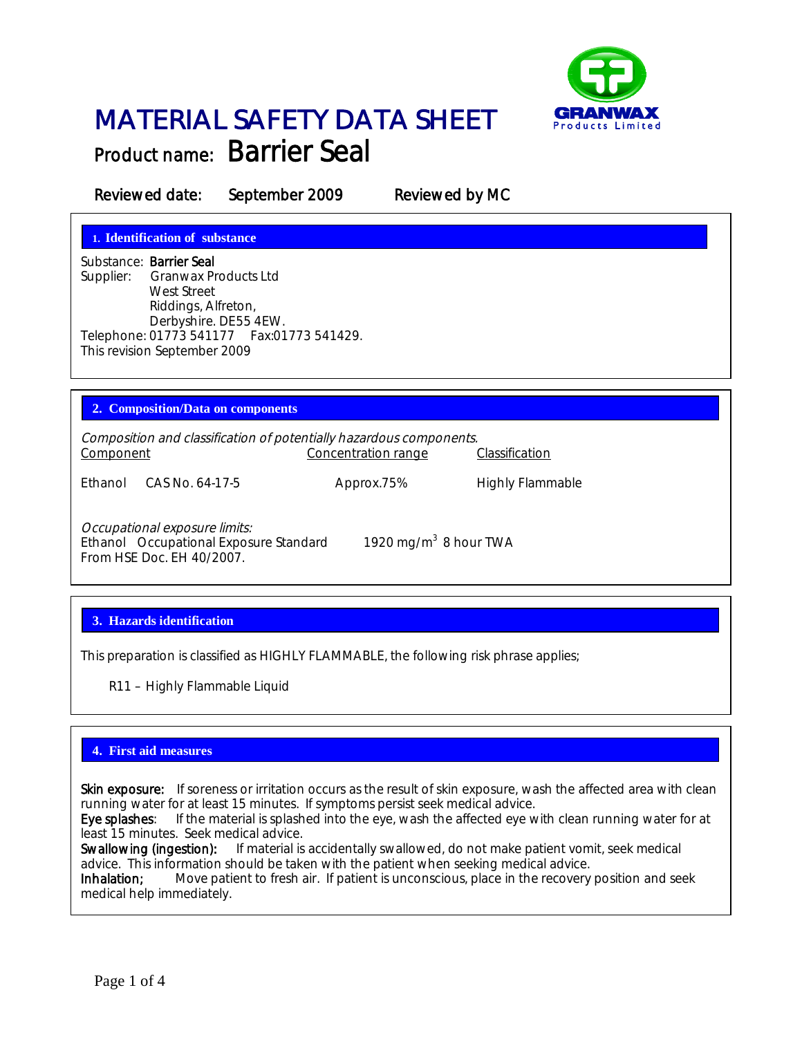# MATERIAL SAFETY DATA SHEET

## Product name: Barrier Seal

Reviewed date: September 2009 Reviewed by MC

### 1. Identification of substance

Substance: **Barrier Seal**
Supplier: Granwax Products Ltd
West Street
Riddings, Alfreton,
Derbyshire. DE55 4EW.
Telephone: 01773 541177 Fax:01773 541429.
This revision September 2009

### 2. Composition/Data on components

*Composition and classification of potentially hazardous components.*

| Component | Concentration range | Classification |
|---|---|---|
| Ethanol CAS No. 64-17-5 | Approx.75% | Highly Flammable |

*Occupational exposure limits:*
Ethanol Occupational Exposure Standard 1920 mg/m$^3$ 8 hour TWA
From HSE Doc. EH 40/2007.

### 3. Hazards identification

This preparation is classified as HIGHLY FLAMMABLE, the following risk phrase applies;

R11 – Highly Flammable Liquid

### 4. First aid measures

**Skin exposure:** If soreness or irritation occurs as the result of skin exposure, wash the affected area with clean running water for at least 15 minutes. If symptoms persist seek medical advice.
**Eye splashes**: If the material is splashed into the eye, wash the affected eye with clean running water for at least 15 minutes. Seek medical advice.
**Swallowing (ingestion):** If material is accidentally swallowed, do not make patient vomit, seek medical advice. This information should be taken with the patient when seeking medical advice.
**Inhalation;** Move patient to fresh air. If patient is unconscious, place in the recovery position and seek medical help immediately.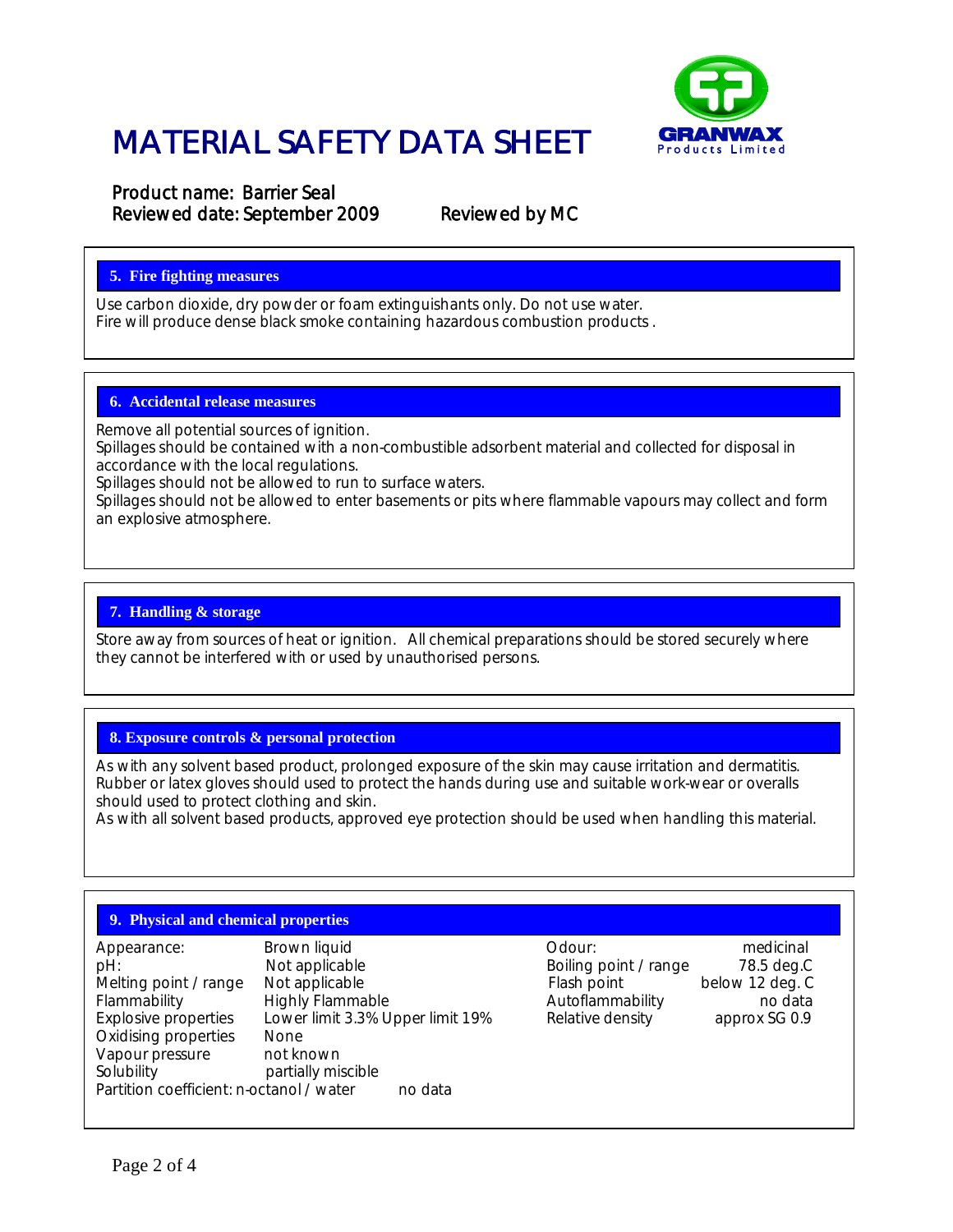# MATERIAL SAFETY DATA SHEET

GRANWAX Products Limited

## Product name: Barrier Seal

Reviewed date: September 2009 Reviewed by MC

### 5. Fire fighting measures

Use carbon dioxide, dry powder or foam extinguishants only. Do not use water.
Fire will produce dense black smoke containing hazardous combustion products .

### 6. Accidental release measures

Remove all potential sources of ignition.
Spillages should be contained with a non-combustible adsorbent material and collected for disposal in accordance with the local regulations.
Spillages should not be allowed to run to surface waters.
Spillages should not be allowed to enter basements or pits where flammable vapours may collect and form an explosive atmosphere.

### 7. Handling & storage

Store away from sources of heat or ignition. All chemical preparations should be stored securely where they cannot be interfered with or used by unauthorised persons.

### 8. Exposure controls & personal protection

As with any solvent based product, prolonged exposure of the skin may cause irritation and dermatitis. Rubber or latex gloves should used to protect the hands during use and suitable work-wear or overalls should used to protect clothing and skin.
As with all solvent based products, approved eye protection should be used when handling this material.

### 9. Physical and chemical properties

| Property | Value | Property | Value |
|---|---|---|---|
| Appearance: | Brown liquid | Odour: | medicinal |
| pH: | Not applicable | Boiling point / range | 78.5 deg.C |
| Melting point / range | Not applicable | Flash point | below 12 deg. C |
| Flammability | Highly Flammable | Autoflammability | no data |
| Explosive properties | Lower limit 3.3% Upper limit 19% | Relative density | approx SG 0.9 |
| Oxidising properties | None | | |
| Vapour pressure | not known | | |
| Solubility | partially miscible | | |
| Partition coefficient: n-octanol / water | no data | | |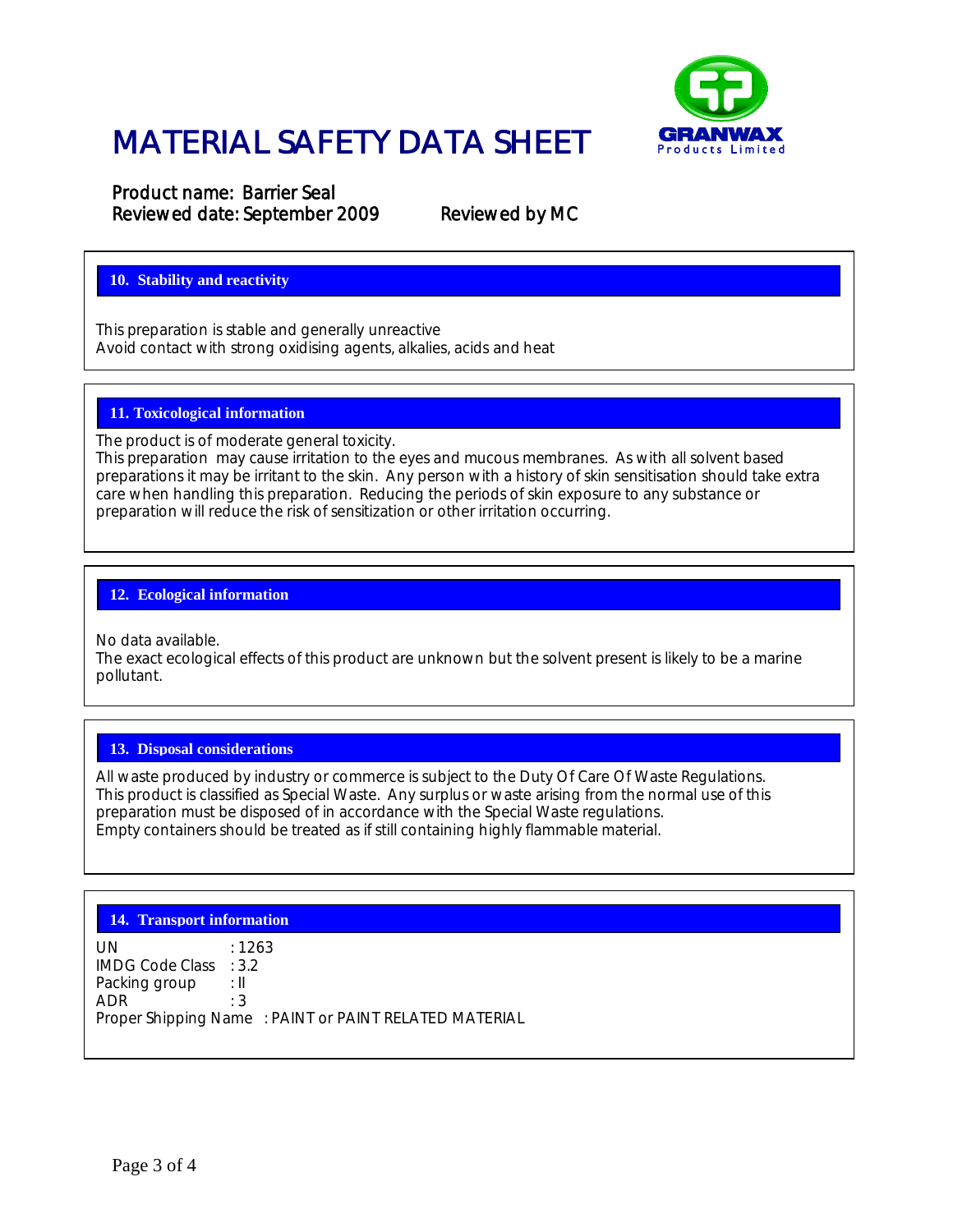# MATERIAL SAFETY DATA SHEET

Product name: Barrier Seal
Reviewed date: September 2009 Reviewed by MC

## 10. Stability and reactivity

This preparation is stable and generally unreactive
Avoid contact with strong oxidising agents, alkalies, acids and heat

## 11. Toxicological information

The product is of moderate general toxicity.
This preparation may cause irritation to the eyes and mucous membranes. As with all solvent based preparations it may be irritant to the skin. Any person with a history of skin sensitisation should take extra care when handling this preparation. Reducing the periods of skin exposure to any substance or preparation will reduce the risk of sensitization or other irritation occurring.

## 12. Ecological information

No data available.
The exact ecological effects of this product are unknown but the solvent present is likely to be a marine pollutant.

## 13. Disposal considerations

All waste produced by industry or commerce is subject to the Duty Of Care Of Waste Regulations. This product is classified as Special Waste. Any surplus or waste arising from the normal use of this preparation must be disposed of in accordance with the Special Waste regulations.
Empty containers should be treated as if still containing highly flammable material.

## 14. Transport information

UN : 1263
IMDG Code Class : 3.2
Packing group : II
ADR : 3
Proper Shipping Name : PAINT or PAINT RELATED MATERIAL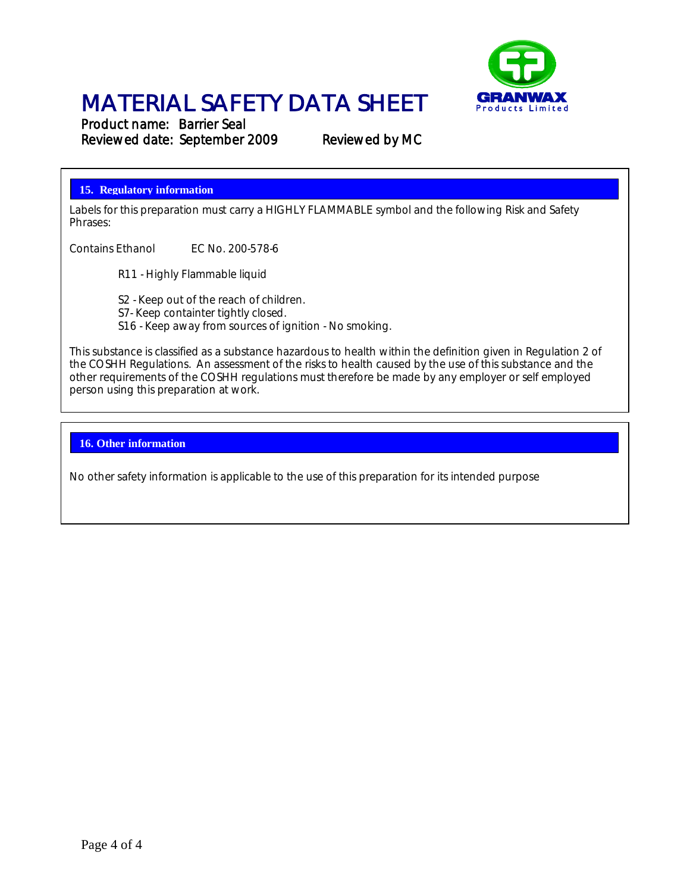# MATERIAL SAFETY DATA SHEET

**Product name: Barrier Seal**
**Reviewed date: September 2009 Reviewed by MC**

## 15. Regulatory information

Labels for this preparation must carry a HIGHLY FLAMMABLE symbol and the following Risk and Safety Phrases:

Contains Ethanol EC No. 200-578-6

R11 - Highly Flammable liquid

S2 - Keep out of the reach of children.
S7- Keep containter tightly closed.
S16 - Keep away from sources of ignition - No smoking.

This substance is classified as a substance hazardous to health within the definition given in Regulation 2 of the COSHH Regulations. An assessment of the risks to health caused by the use of this substance and the other requirements of the COSHH regulations must therefore be made by any employer or self employed person using this preparation at work.

## 16. Other information

No other safety information is applicable to the use of this preparation for its intended purpose